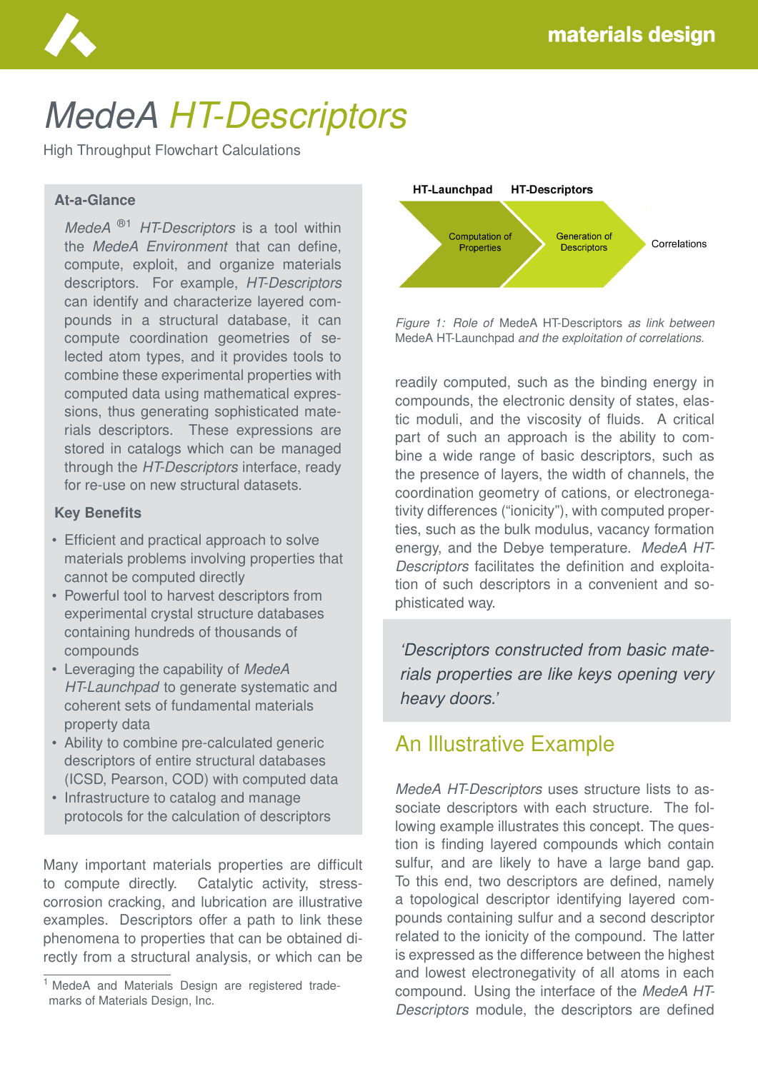# *MedeA HT-Descriptors*

High Throughput Flowchart Calculations

### At-a-Glance

*MedeA* ®[1] *HT-Descriptors* is a tool within the *MedeA Environment* that can define, compute, exploit, and organize materials descriptors. For example, *HT-Descriptors* can identify and characterize layered compounds in a structural database, it can compute coordination geometries of selected atom types, and it provides tools to combine these experimental properties with computed data using mathematical expressions, thus generating sophisticated materials descriptors. These expressions are stored in catalogs which can be managed through the *HT-Descriptors* interface, ready for re-use on new structural datasets.

### Key Benefits

- Efficient and practical approach to solve materials problems involving properties that cannot be computed directly
- Powerful tool to harvest descriptors from experimental crystal structure databases containing hundreds of thousands of compounds
- Leveraging the capability of *MedeA HT-Launchpad* to generate systematic and coherent sets of fundamental materials property data
- Ability to combine pre-calculated generic descriptors of entire structural databases (ICSD, Pearson, COD) with computed data
- Infrastructure to catalog and manage protocols for the calculation of descriptors

Many important materials properties are difficult to compute directly. Catalytic activity, stress-corrosion cracking, and lubrication are illustrative examples. Descriptors offer a path to link these phenomena to properties that can be obtained directly from a structural analysis, or which can be readily computed, such as the binding energy in compounds, the electronic density of states, elastic moduli, and the viscosity of fluids. A critical part of such an approach is the ability to combine a wide range of basic descriptors, such as the presence of layers, the width of channels, the coordination geometry of cations, or electronegativity differences (“ionicity”), with computed properties, such as the bulk modulus, vacancy formation energy, and the Debye temperature. *MedeA HT-Descriptors* facilitates the definition and exploitation of such descriptors in a convenient and sophisticated way.

HT-Launchpad | HT-Descriptors

Computation of Properties → Generation of Descriptors → Correlations

*Figure 1: Role of* MedeA HT-Descriptors *as link between* MedeA HT-Launchpad *and the exploitation of correlations.*

> *‘Descriptors constructed from basic materials properties are like keys opening very heavy doors.’*

## An Illustrative Example

*MedeA HT-Descriptors* uses structure lists to associate descriptors with each structure. The following example illustrates this concept. The question is finding layered compounds which contain sulfur, and are likely to have a large band gap. To this end, two descriptors are defined, namely a topological descriptor identifying layered compounds containing sulfur and a second descriptor related to the ionicity of the compound. The latter is expressed as the difference between the highest and lowest electronegativity of all atoms in each compound. Using the interface of the *MedeA HT-Descriptors* module, the descriptors are defined

[1] MedeA and Materials Design are registered trademarks of Materials Design, Inc.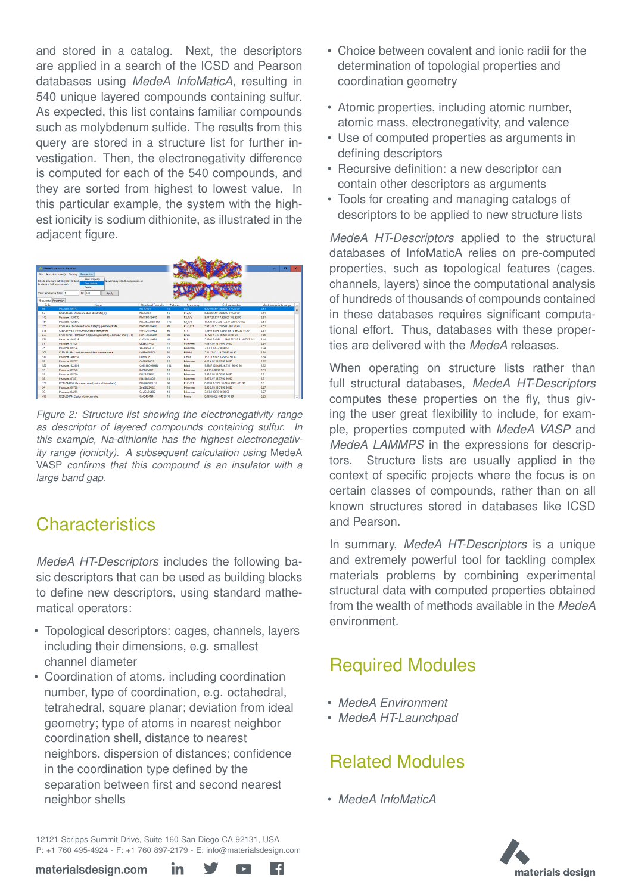and stored in a catalog. Next, the descriptors are applied in a search of the ICSD and Pearson databases using *MedeA InfoMaticA*, resulting in 540 unique layered compounds containing sulfur. As expected, this list contains familiar compounds such as molybdenum sulfide. The results from this query are stored in a structure list for further investigation. Then, the electronegativity difference is computed for each of the 540 compounds, and they are sorted from highest to lowest value. In this particular example, the system with the highest ionicity is sodium dithionite, as illustrated in the adjacent figure.

*Figure 2: Structure list showing the electronegativity range as descriptor of layered compounds containing sulfur. In this example, Na-dithionite has the highest electronegativity range (ionicity). A subsequent calculation using* MedeA VASP *confirms that this compound is an insulator with a large band gap.*

## Characteristics

*MedeA HT-Descriptors* includes the following basic descriptors that can be used as building blocks to define new descriptors, using standard mathematical operators:

- Topological descriptors: cages, channels, layers including their dimensions, e.g. smallest channel diameter
- Coordination of atoms, including coordination number, type of coordination, e.g. octahedral, tetrahedral, square planar; deviation from ideal geometry; type of atoms in nearest neighbor coordination shell, distance to nearest neighbors, dispersion of distances; confidence in the coordination type defined by the separation between first and second nearest neighbor shells
- Choice between covalent and ionic radii for the determination of topologial properties and coordination geometry
- Atomic properties, including atomic number, atomic mass, electronegativity, and valence
- Use of computed properties as arguments in defining descriptors
- Recursive definition: a new descriptor can contain other descriptors as arguments
- Tools for creating and managing catalogs of descriptors to be applied to new structure lists

*MedeA HT-Descriptors* applied to the structural databases of InfoMaticA relies on pre-computed properties, such as topological features (cages, channels, layers) since the computational analysis of hundreds of thousands of compounds contained in these databases requires significant computational effort. Thus, databases with these properties are delivered with the *MedeA* releases.

When operating on structure lists rather than full structural databases, *MedeA HT-Descriptors* computes these properties on the fly, thus giving the user great flexibility to include, for example, properties computed with *MedeA VASP* and *MedeA LAMMPS* in the expressions for descriptors. Structure lists are usually applied in the context of specific projects where the focus is on certain classes of compounds, rather than on all known structures stored in databases like ICSD and Pearson.

In summary, *MedeA HT-Descriptors* is a unique and extremely powerful tool for tackling complex materials problems by combining experimental structural data with computed properties obtained from the wealth of methods available in the *MedeA* environment.

## Required Modules

- *MedeA Environment*
- *MedeA HT-Launchpad*

## Related Modules

- *MedeA InfoMaticA*

12121 Scripps Summit Drive, Suite 160 San Diego CA 92131, USA
P: +1 760 495-4924 - F: +1 760 897-2179 - E: info@materialsdesign.com

materialsdesign.com

materials design